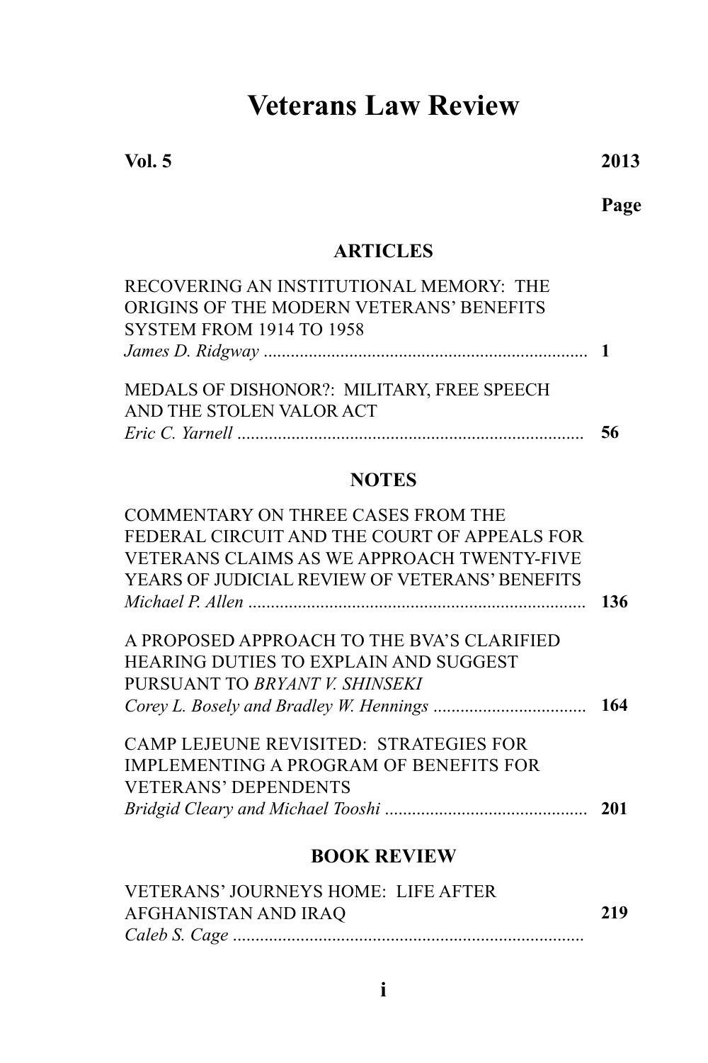# Veterans Law Review

**Vol. 5** **2013**

**Page**

## ARTICLES

RECOVERING AN INSTITUTIONAL MEMORY: THE ORIGINS OF THE MODERN VETERANS' BENEFITS SYSTEM FROM 1914 TO 1958
*James D. Ridgway* ........................................................................ **1**

MEDALS OF DISHONOR?: MILITARY, FREE SPEECH AND THE STOLEN VALOR ACT
*Eric C. Yarnell* ............................................................................. **56**

## NOTES

COMMENTARY ON THREE CASES FROM THE FEDERAL CIRCUIT AND THE COURT OF APPEALS FOR VETERANS CLAIMS AS WE APPROACH TWENTY-FIVE YEARS OF JUDICIAL REVIEW OF VETERANS' BENEFITS
*Michael P. Allen* ........................................................................... **136**

A PROPOSED APPROACH TO THE BVA'S CLARIFIED HEARING DUTIES TO EXPLAIN AND SUGGEST PURSUANT TO *BRYANT V. SHINSEKI*
*Corey L. Bosely and Bradley W. Hennings* .................................. **164**

CAMP LEJEUNE REVISITED: STRATEGIES FOR IMPLEMENTING A PROGRAM OF BENEFITS FOR VETERANS' DEPENDENTS
*Bridgid Cleary and Michael Tooshi* ............................................. **201**

## BOOK REVIEW

VETERANS' JOURNEYS HOME: LIFE AFTER AFGHANISTAN AND IRAQ **219**
*Caleb S. Cage* ..............................................................................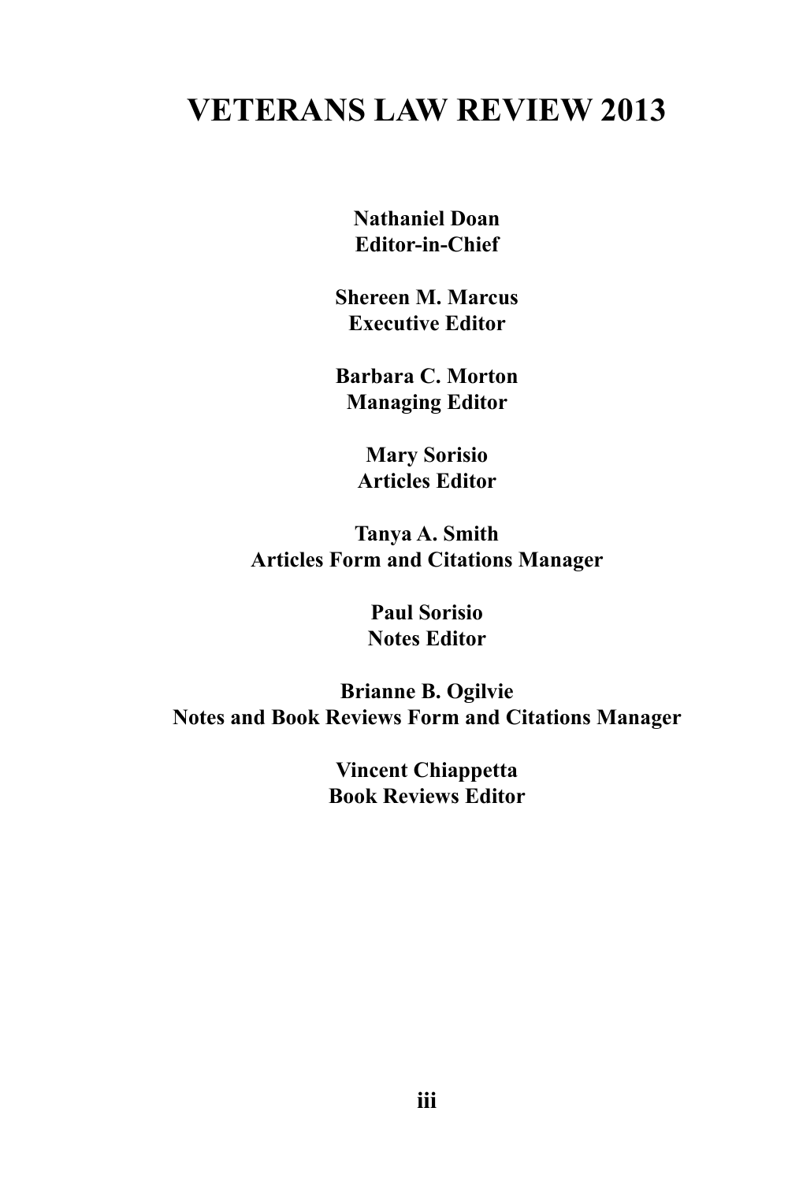# VETERANS LAW REVIEW 2013

**Nathaniel Doan**
**Editor-in-Chief**

**Shereen M. Marcus**
**Executive Editor**

**Barbara C. Morton**
**Managing Editor**

**Mary Sorisio**
**Articles Editor**

**Tanya A. Smith**
**Articles Form and Citations Manager**

**Paul Sorisio**
**Notes Editor**

**Brianne B. Ogilvie**
**Notes and Book Reviews Form and Citations Manager**

**Vincent Chiappetta**
**Book Reviews Editor**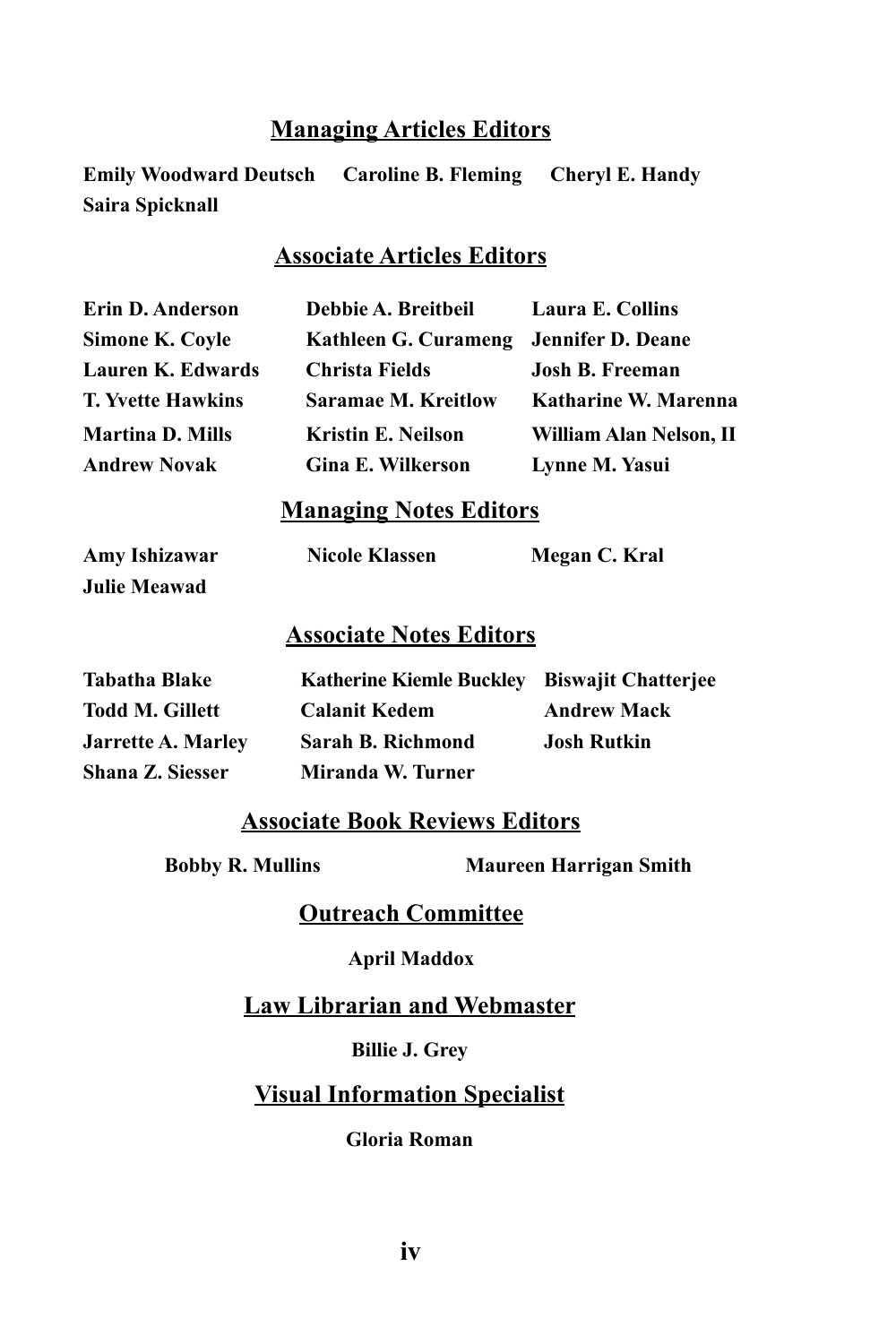## Managing Articles Editors

**Emily Woodward Deutsch** **Caroline B. Fleming** **Cheryl E. Handy** **Saira Spicknall**

## Associate Articles Editors

**Erin D. Anderson**
**Debbie A. Breitbeil**
**Laura E. Collins**
**Simone K. Coyle**
**Kathleen G. Curameng**
**Jennifer D. Deane**
**Lauren K. Edwards**
**Christa Fields**
**Josh B. Freeman**
**T. Yvette Hawkins**
**Saramae M. Kreitlow**
**Katharine W. Marenna**
**Martina D. Mills**
**Kristin E. Neilson**
**William Alan Nelson, II**
**Andrew Novak**
**Gina E. Wilkerson**
**Lynne M. Yasui**

## Managing Notes Editors

**Amy Ishizawar** **Nicole Klassen** **Megan C. Kral** **Julie Meawad**

## Associate Notes Editors

**Tabatha Blake**
**Katherine Kiemle Buckley**
**Biswajit Chatterjee**
**Todd M. Gillett**
**Calanit Kedem**
**Andrew Mack**
**Jarrette A. Marley**
**Sarah B. Richmond**
**Josh Rutkin**
**Shana Z. Siesser**
**Miranda W. Turner**

## Associate Book Reviews Editors

**Bobby R. Mullins** **Maureen Harrigan Smith**

## Outreach Committee

**April Maddox**

## Law Librarian and Webmaster

**Billie J. Grey**

## Visual Information Specialist

**Gloria Roman**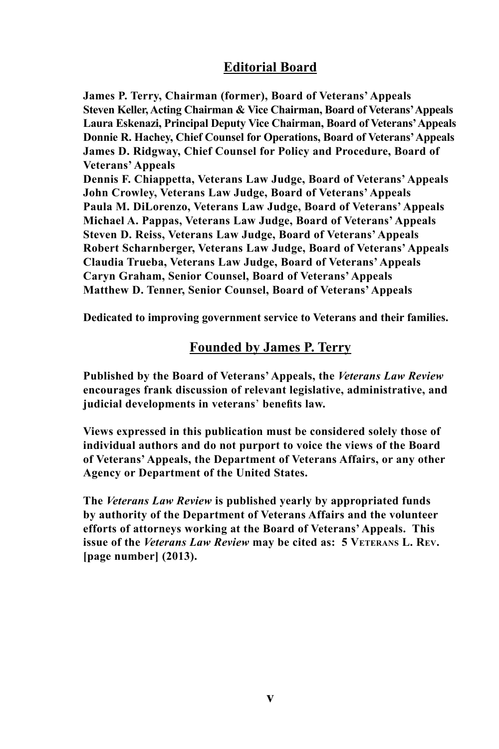## Editorial Board

**James P. Terry, Chairman (former), Board of Veterans' Appeals**
**Steven Keller, Acting Chairman & Vice Chairman, Board of Veterans' Appeals**
**Laura Eskenazi, Principal Deputy Vice Chairman, Board of Veterans' Appeals**
**Donnie R. Hachey, Chief Counsel for Operations, Board of Veterans' Appeals**
**James D. Ridgway, Chief Counsel for Policy and Procedure, Board of Veterans' Appeals**
**Dennis F. Chiappetta, Veterans Law Judge, Board of Veterans' Appeals**
**John Crowley, Veterans Law Judge, Board of Veterans' Appeals**
**Paula M. DiLorenzo, Veterans Law Judge, Board of Veterans' Appeals**
**Michael A. Pappas, Veterans Law Judge, Board of Veterans' Appeals**
**Steven D. Reiss, Veterans Law Judge, Board of Veterans' Appeals**
**Robert Scharnberger, Veterans Law Judge, Board of Veterans' Appeals**
**Claudia Trueba, Veterans Law Judge, Board of Veterans' Appeals**
**Caryn Graham, Senior Counsel, Board of Veterans' Appeals**
**Matthew D. Tenner, Senior Counsel, Board of Veterans' Appeals**

**Dedicated to improving government service to Veterans and their families.**

## Founded by James P. Terry

**Published by the Board of Veterans' Appeals, the *Veterans Law Review* encourages frank discussion of relevant legislative, administrative, and judicial developments in veterans' benefits law.**

**Views expressed in this publication must be considered solely those of individual authors and do not purport to voice the views of the Board of Veterans' Appeals, the Department of Veterans Affairs, or any other Agency or Department of the United States.**

**The *Veterans Law Review* is published yearly by appropriated funds by authority of the Department of Veterans Affairs and the volunteer efforts of attorneys working at the Board of Veterans' Appeals. This issue of the *Veterans Law Review* may be cited as: 5 Veterans L. Rev. [page number] (2013).**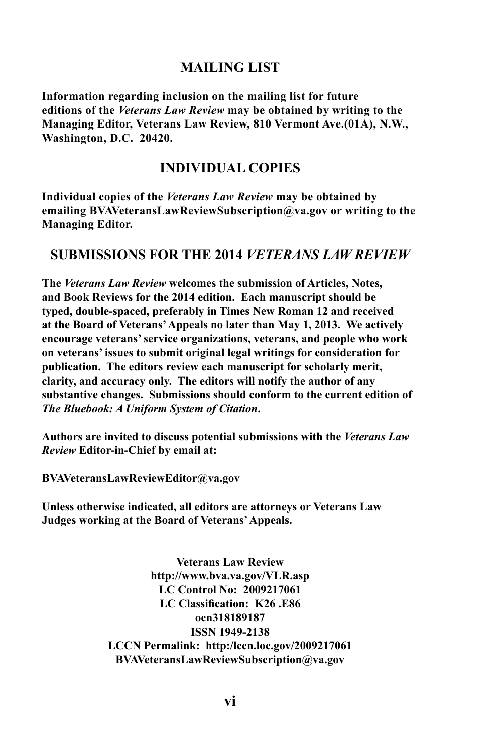## MAILING LIST

**Information regarding inclusion on the mailing list for future editions of the *Veterans Law Review* may be obtained by writing to the Managing Editor, Veterans Law Review, 810 Vermont Ave.(01A), N.W., Washington, D.C. 20420.**

## INDIVIDUAL COPIES

**Individual copies of the *Veterans Law Review* may be obtained by emailing BVAVeteransLawReviewSubscription@va.gov or writing to the Managing Editor.**

## SUBMISSIONS FOR THE 2014 *VETERANS LAW REVIEW*

**The *Veterans Law Review* welcomes the submission of Articles, Notes, and Book Reviews for the 2014 edition. Each manuscript should be typed, double-spaced, preferably in Times New Roman 12 and received at the Board of Veterans' Appeals no later than May 1, 2013. We actively encourage veterans' service organizations, veterans, and people who work on veterans' issues to submit original legal writings for consideration for publication. The editors review each manuscript for scholarly merit, clarity, and accuracy only. The editors will notify the author of any substantive changes. Submissions should conform to the current edition of *The Bluebook: A Uniform System of Citation*.**

**Authors are invited to discuss potential submissions with the *Veterans Law Review* Editor-in-Chief by email at:**

**BVAVeteransLawReviewEditor@va.gov**

**Unless otherwise indicated, all editors are attorneys or Veterans Law Judges working at the Board of Veterans' Appeals.**

**Veterans Law Review**
**http://www.bva.va.gov/VLR.asp**
**LC Control No: 2009217061**
**LC Classification: K26 .E86**
**ocn318189187**
**ISSN 1949-2138**
**LCCN Permalink: http:/lccn.loc.gov/2009217061**
**BVAVeteransLawReviewSubscription@va.gov**